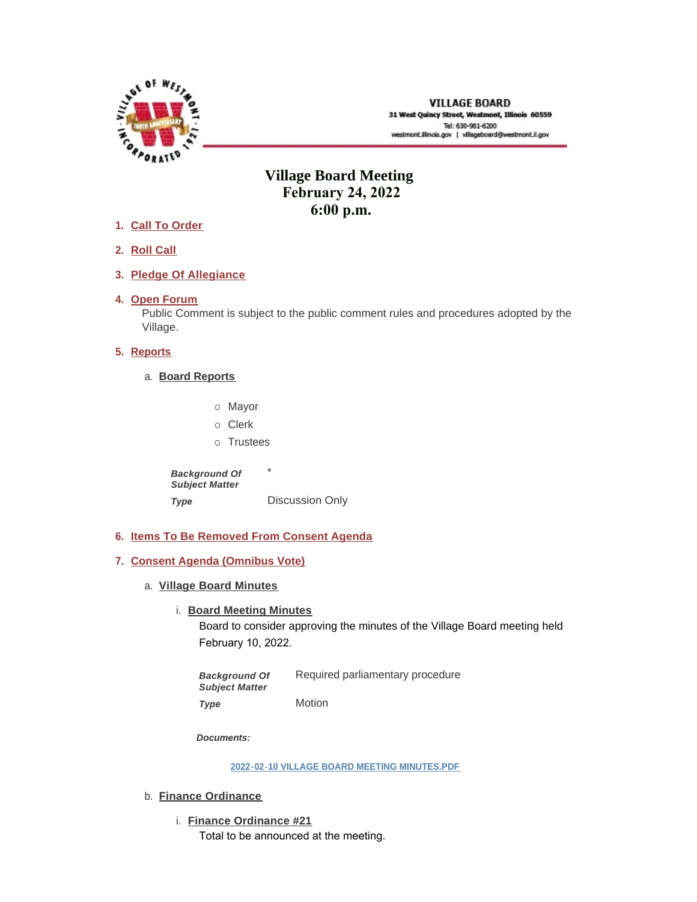VILLAGE BOARD
31 West Quincy Street, Westmont, Illinois 60559
Tel: 630-981-6200
westmont.illinois.gov | villageboard@westmont.il.gov

# Village Board Meeting
## February 24, 2022
## 6:00 p.m.

1. **Call To Order**

2. **Roll Call**

3. **Pledge Of Allegiance**

4. **Open Forum**
   Public Comment is subject to the public comment rules and procedures adopted by the Village.

5. **Reports**

   a. **Board Reports**

      - Mayor
      - Clerk
      - Trustees

   | | |
   |---|---|
   | ***Background Of Subject Matter*** | * |
   | ***Type*** | Discussion Only |

6. **Items To Be Removed From Consent Agenda**

7. **Consent Agenda (Omnibus Vote)**

   a. **Village Board Minutes**

      i. **Board Meeting Minutes**
         Board to consider approving the minutes of the Village Board meeting held February 10, 2022.

      | | |
      |---|---|
      | ***Background Of Subject Matter*** | Required parliamentary procedure |
      | ***Type*** | Motion |

      ***Documents:***

      2022-02-10 VILLAGE BOARD MEETING MINUTES.PDF

   b. **Finance Ordinance**

      i. **Finance Ordinance #21**
         Total to be announced at the meeting.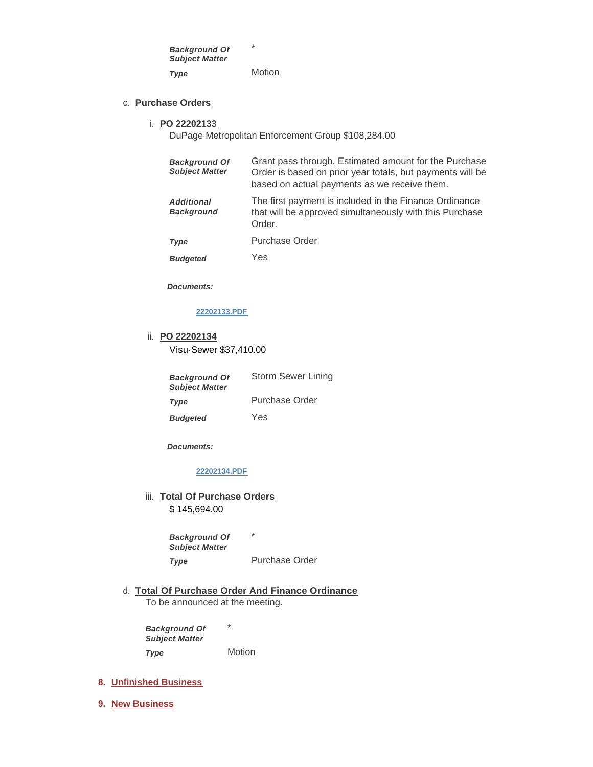| | |
|---|---|
| ***Background Of Subject Matter*** | * |
| ***Type*** | Motion |

c. **Purchase Orders**

i. **PO 22202133**

DuPage Metropolitan Enforcement Group $108,284.00

| | |
|---|---|
| ***Background Of Subject Matter*** | Grant pass through. Estimated amount for the Purchase Order is based on prior year totals, but payments will be based on actual payments as we receive them. |
| ***Additional Background*** | The first payment is included in the Finance Ordinance that will be approved simultaneously with this Purchase Order. |
| ***Type*** | Purchase Order |
| ***Budgeted*** | Yes |

***Documents:***

22202133.PDF

ii. **PO 22202134**

Visu-Sewer $37,410.00

| | |
|---|---|
| ***Background Of Subject Matter*** | Storm Sewer Lining |
| ***Type*** | Purchase Order |
| ***Budgeted*** | Yes |

***Documents:***

22202134.PDF

iii. **Total Of Purchase Orders**

$ 145,694.00

| | |
|---|---|
| ***Background Of Subject Matter*** | * |
| ***Type*** | Purchase Order |

d. **Total Of Purchase Order And Finance Ordinance**

To be announced at the meeting.

| | |
|---|---|
| ***Background Of Subject Matter*** | * |
| ***Type*** | Motion |

## 8. Unfinished Business

## 9. New Business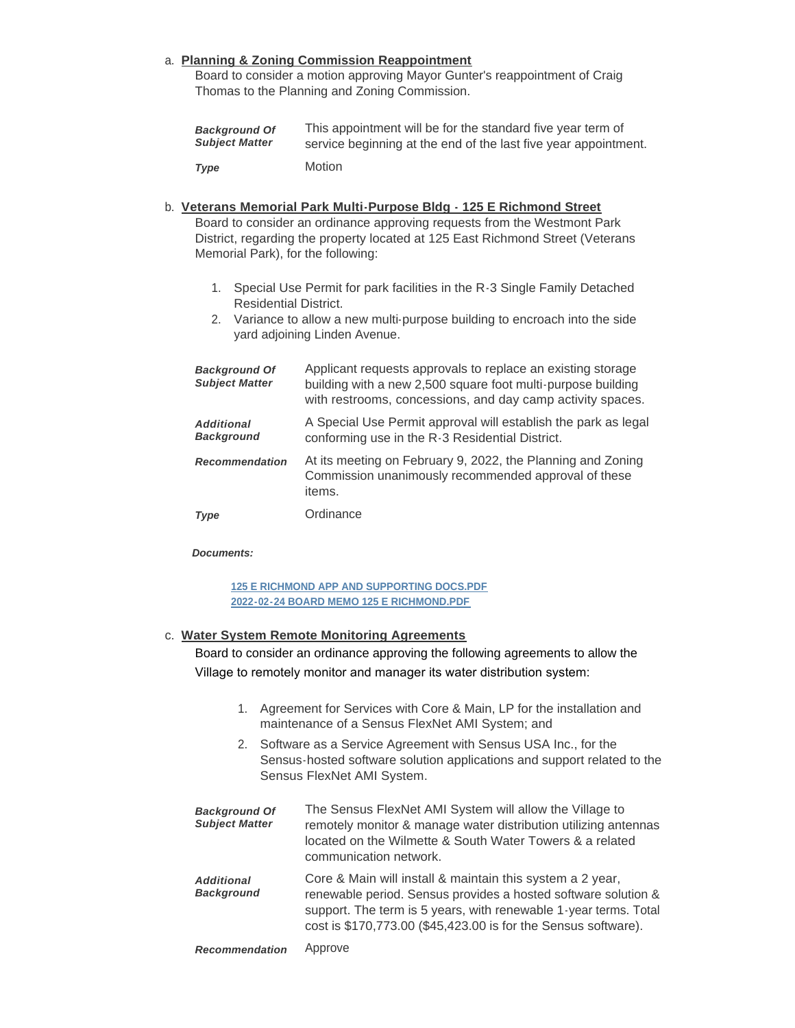a. **Planning & Zoning Commission Reappointment**

Board to consider a motion approving Mayor Gunter's reappointment of Craig Thomas to the Planning and Zoning Commission.

| | |
|---|---|
| ***Background Of Subject Matter*** | This appointment will be for the standard five year term of service beginning at the end of the last five year appointment. |
| ***Type*** | Motion |

b. **Veterans Memorial Park Multi-Purpose Bldg - 125 E Richmond Street**

Board to consider an ordinance approving requests from the Westmont Park District, regarding the property located at 125 East Richmond Street (Veterans Memorial Park), for the following:

1. Special Use Permit for park facilities in the R-3 Single Family Detached Residential District.
2. Variance to allow a new multi-purpose building to encroach into the side yard adjoining Linden Avenue.

| | |
|---|---|
| ***Background Of Subject Matter*** | Applicant requests approvals to replace an existing storage building with a new 2,500 square foot multi-purpose building with restrooms, concessions, and day camp activity spaces. |
| ***Additional Background*** | A Special Use Permit approval will establish the park as legal conforming use in the R-3 Residential District. |
| ***Recommendation*** | At its meeting on February 9, 2022, the Planning and Zoning Commission unanimously recommended approval of these items. |
| ***Type*** | Ordinance |

***Documents:***

125 E RICHMOND APP AND SUPPORTING DOCS.PDF
2022-02-24 BOARD MEMO 125 E RICHMOND.PDF

c. **Water System Remote Monitoring Agreements**

Board to consider an ordinance approving the following agreements to allow the Village to remotely monitor and manager its water distribution system:

1. Agreement for Services with Core & Main, LP for the installation and maintenance of a Sensus FlexNet AMI System; and
2. Software as a Service Agreement with Sensus USA Inc., for the Sensus-hosted software solution applications and support related to the Sensus FlexNet AMI System.

| | |
|---|---|
| ***Background Of Subject Matter*** | The Sensus FlexNet AMI System will allow the Village to remotely monitor & manage water distribution utilizing antennas located on the Wilmette & South Water Towers & a related communication network. |
| ***Additional Background*** | Core & Main will install & maintain this system a 2 year, renewable period. Sensus provides a hosted software solution & support. The term is 5 years, with renewable 1-year terms. Total cost is $170,773.00 ($45,423.00 is for the Sensus software). |
| ***Recommendation*** | Approve |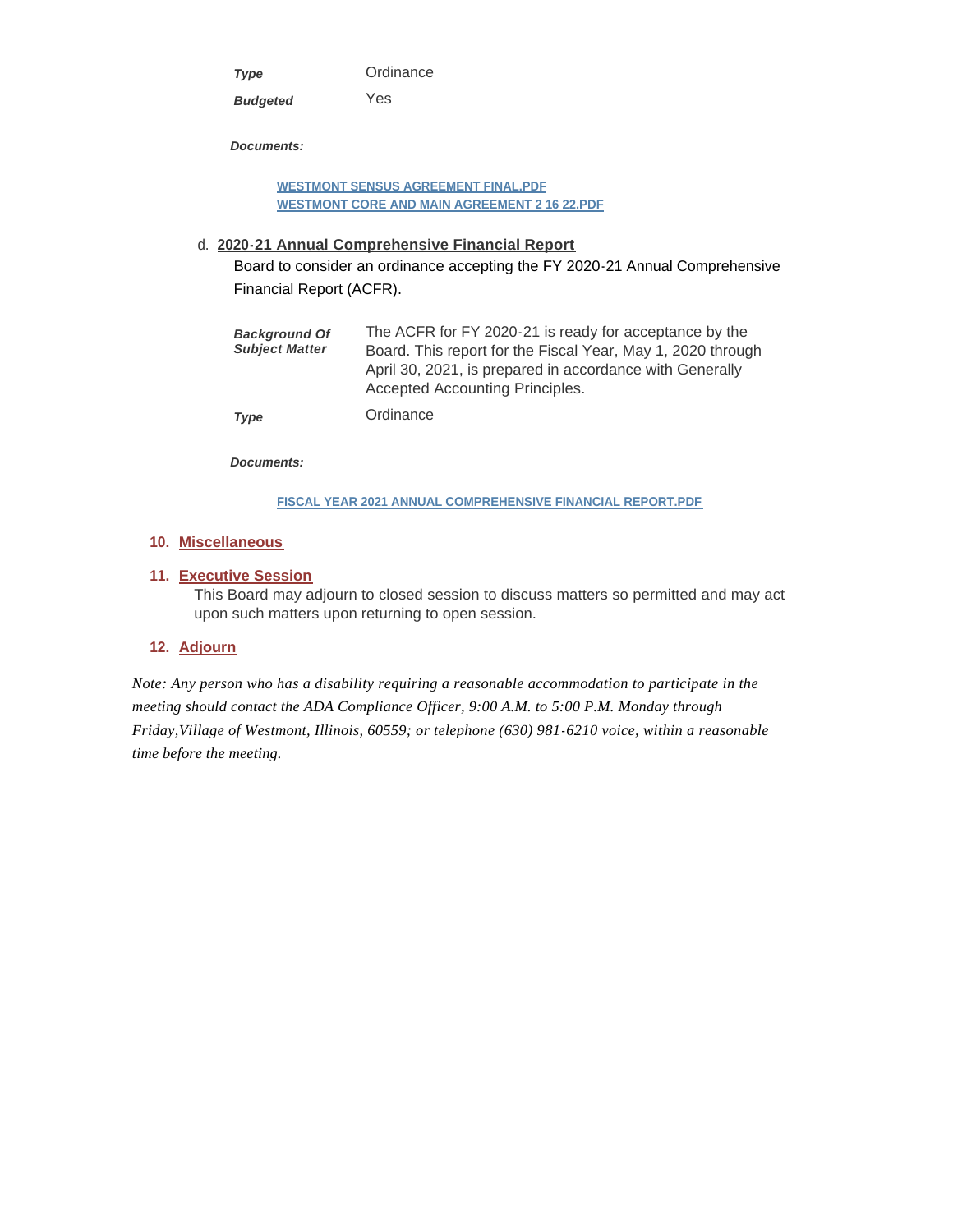| | |
|---|---|
| ***Type*** | Ordinance |
| ***Budgeted*** | Yes |

***Documents:***

[WESTMONT SENSUS AGREEMENT FINAL.PDF]
[WESTMONT CORE AND MAIN AGREEMENT 2 16 22.PDF]

d. **2020-21 Annual Comprehensive Financial Report**

Board to consider an ordinance accepting the FY 2020-21 Annual Comprehensive Financial Report (ACFR).

| | |
|---|---|
| ***Background Of Subject Matter*** | The ACFR for FY 2020-21 is ready for acceptance by the Board. This report for the Fiscal Year, May 1, 2020 through April 30, 2021, is prepared in accordance with Generally Accepted Accounting Principles. |
| ***Type*** | Ordinance |

***Documents:***

[FISCAL YEAR 2021 ANNUAL COMPREHENSIVE FINANCIAL REPORT.PDF]

## 10. Miscellaneous

## 11. Executive Session

This Board may adjourn to closed session to discuss matters so permitted and may act upon such matters upon returning to open session.

## 12. Adjourn

*Note: Any person who has a disability requiring a reasonable accommodation to participate in the meeting should contact the ADA Compliance Officer, 9:00 A.M. to 5:00 P.M. Monday through Friday,Village of Westmont, Illinois, 60559; or telephone (630) 981-6210 voice, within a reasonable time before the meeting.*